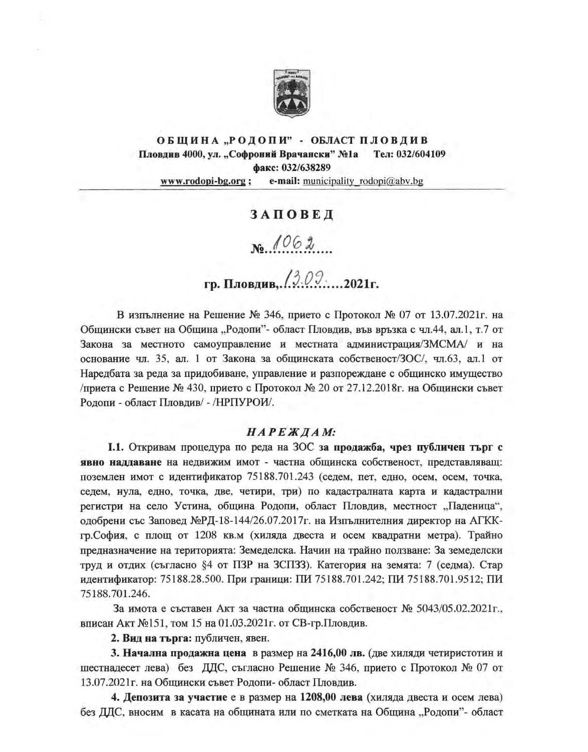**ОБЩИНА „РОДОПИ" - ОБЛАСТ ПЛОВДИВ**
**Пловдив 4000, ул. „Софроний Врачански" №1а  Тел: 032/604109**
**факс: 032/638289**
**www.rodopi-bg.org ;  e-mail: municipality_rodopi@abv.bg**

---

# ЗАПОВЕД

## №..1062.....

## гр. Пловдив,.13.09......2021г.

В изпълнение на Решение № 346, прието с Протокол № 07 от 13.07.2021г. на Общински съвет на Община „Родопи"- област Пловдив, във връзка с чл.44, ал.1, т.7 от Закона за местното самоуправление и местната администрация/ЗМСМА/ и на основание чл. 35, ал. 1 от Закона за общинската собственост/ЗОС/, чл.63, ал.1 от Наредбата за реда за придобиване, управление и разпореждане с общинско имущество /приета с Решение № 430, прието с Протокол № 20 от 27.12.2018г. на Общински съвет Родопи - област Пловдив/ - /НРПУРОИ/.

***НАРЕЖДАМ:***

**I.1.** Откривам процедура по реда на ЗОС **за продажба, чрез публичен търг с явно наддаване** на недвижим имот - частна общинска собственост, представляващ: поземлен имот с идентификатор 75188.701.243 (седем, пет, едно, осем, осем, точка, седем, нула, едно, точка, две, четири, три) по кадастралната карта и кадастрални регистри на село Устина, община Родопи, област Пловдив, местност „Паденица", одобрени със Заповед №РД-18-144/26.07.2017г. на Изпълнителния директор на АГКК-гр.София, с площ от 1208 кв.м (хиляда двеста и осем квадратни метра). Трайно предназначение на територията: Земеделска. Начин на трайно ползване: За земеделски труд и отдих (съгласно §4 от ПЗР на ЗСПЗЗ). Категория на земята: 7 (седма). Стар идентификатор: 75188.28.500. При граници: ПИ 75188.701.242; ПИ 75188.701.9512; ПИ 75188.701.246.

За имота е съставен Акт за частна общинска собственост № 5043/05.02.2021г., вписан Акт №151, том 15 на 01.03.2021г. от СВ-гр.Пловдив.

**2. Вид на търга:** публичен, явен.

**3. Начална продажна цена** в размер на **2416,00 лв.** (две хиляди четиристотин и шестнадесет лева) без ДДС, съгласно Решение № 346, прието с Протокол № 07 от 13.07.2021г. на Общински съвет Родопи- област Пловдив.

**4. Депозита за участие** е в размер на **1208,00 лева** (хиляда двеста и осем лева) без ДДС, вносим в касата на общината или по сметката на Община „Родопи"- област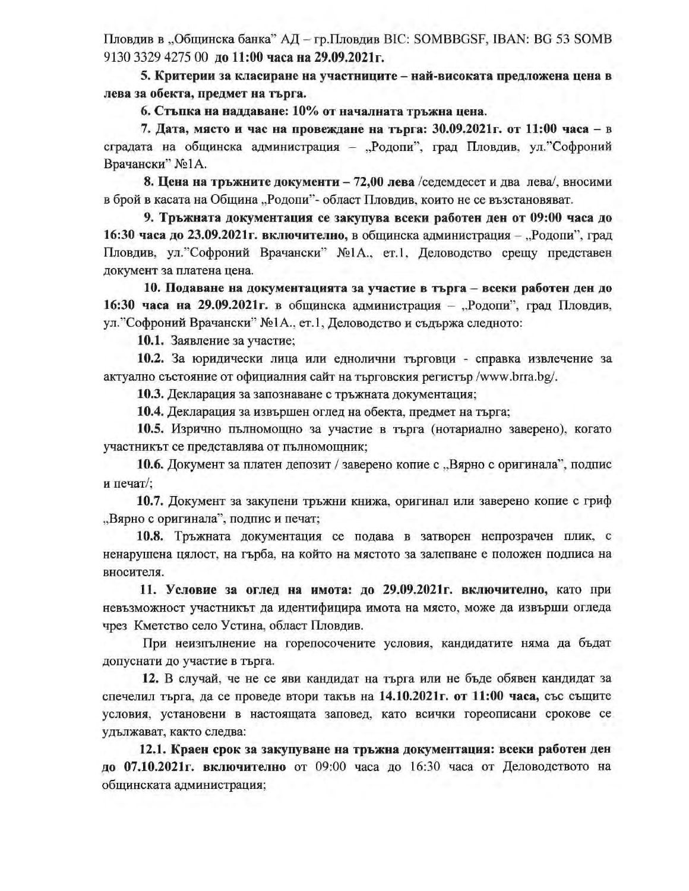Пловдив в „Общинска банка" АД – гр.Пловдив BIC: SOMBBGSF, IBAN: BG 53 SOMB 9130 3329 4275 00 **до 11:00 часа на 29.09.2021г.**

**5. Критерии за класиране на участниците – най-високата предложена цена в лева за обекта, предмет на търга.**

**6. Стъпка на наддаване: 10% от началната тръжна цена.**

**7. Дата, място и час на провеждане на търга: 30.09.2021г. от 11:00 часа** – в сградата на общинска администрация – „Родопи", град Пловдив, ул."Софроний Врачански" №1А.

**8. Цена на тръжните документи – 72,00 лева** /седемдесет и два лева/, вносими в брой в касата на Община „Родопи"- област Пловдив, които не се възстановяват.

**9. Тръжната документация се закупува всеки работен ден от 09:00 часа до 16:30 часа до 23.09.2021г. включително,** в общинска администрация – „Родопи", град Пловдив, ул."Софроний Врачански" №1А., ет.1, Деловодство срещу представен документ за платена цена.

**10. Подаване на документацията за участие в търга – всеки работен ден до 16:30 часа на 29.09.2021г.** в общинска администрация – „Родопи", град Пловдив, ул."Софроний Врачански" №1А., ет.1, Деловодство и съдържа следното:

**10.1.** Заявление за участие;

**10.2.** За юридически лица или еднолични търговци - справка извлечение за актуално състояние от официалния сайт на търговския регистър /www.brra.bg/.

**10.3.** Декларация за запознаване с тръжната документация;

**10.4.** Декларация за извършен оглед на обекта, предмет на търга;

**10.5.** Изрично пълномощно за участие в търга (нотариално заверено), когато участникът се представлява от пълномощник;

**10.6.** Документ за платен депозит / заверено копие с „Вярно с оригинала", подпис и печат/;

**10.7.** Документ за закупени тръжни книжа, оригинал или заверено копие с гриф „Вярно с оригинала", подпис и печат;

**10.8.** Тръжната документация се подава в затворен непрозрачен плик, с ненарушена цялост, на гърба, на който на мястото за залепване е положен подписа на вносителя.

**11. Условие за оглед на имота: до 29.09.2021г. включително,** като при невъзможност участникът да идентифицира имота на място, може да извърши огледа чрез Кметство село Устина, област Пловдив.

При неизпълнение на горепосочените условия, кандидатите няма да бъдат допуснати до участие в търга.

**12.** В случай, че не се яви кандидат на търга или не бъде обявен кандидат за спечелил търга, да се проведе втори такъв на **14.10.2021г. от 11:00 часа,** със същите условия, установени в настоящата заповед, като всички гореописани срокове се удължават, както следва:

**12.1. Краен срок за закупуване на тръжна документация: всеки работен ден до 07.10.2021г. включително** от 09:00 часа до 16:30 часа от Деловодството на общинската администрация;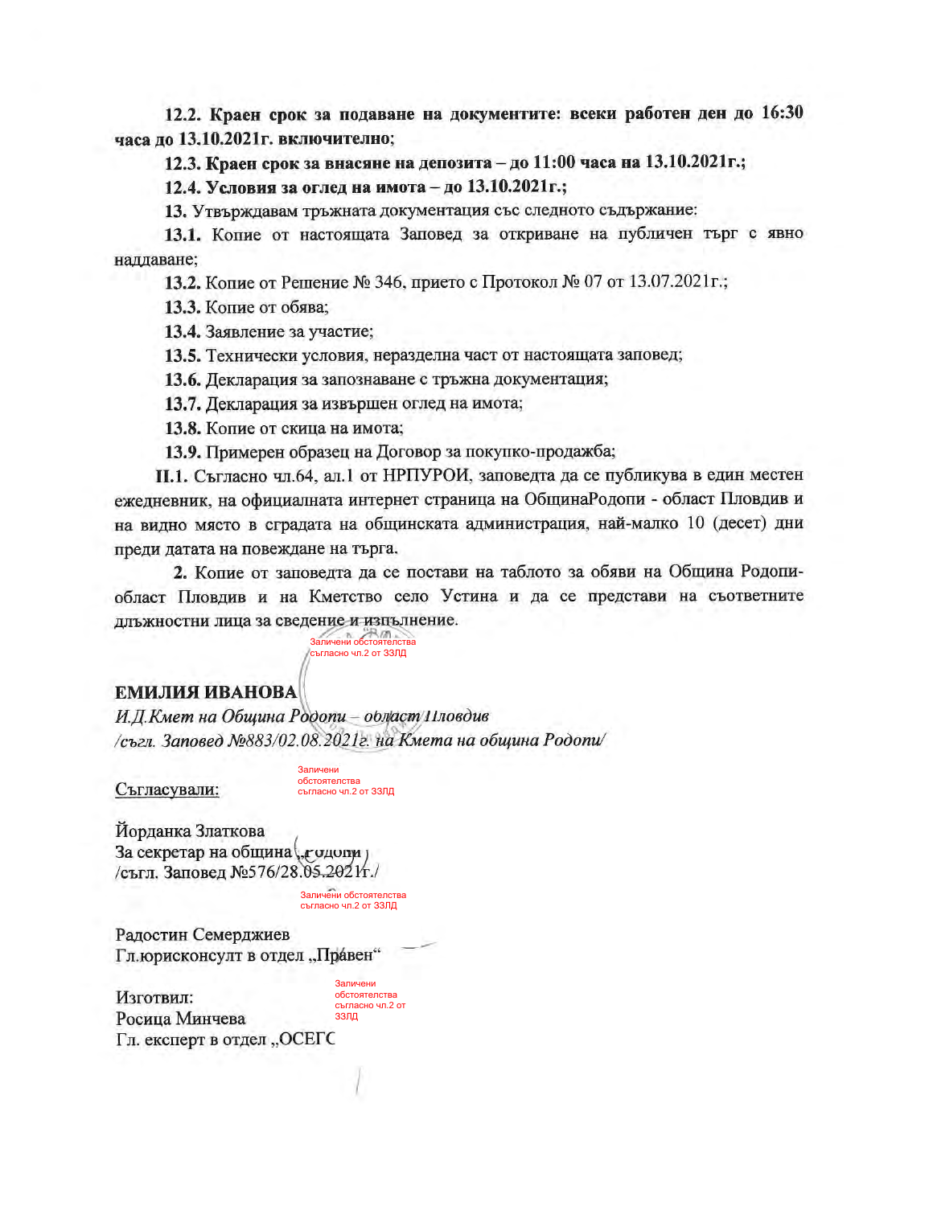**12.2. Краен срок за подаване на документите: всеки работен ден до 16:30 часа до 13.10.2021г. включително;**

**12.3. Краен срок за внасяне на депозита – до 11:00 часа на 13.10.2021г.;**

**12.4. Условия за оглед на имота – до 13.10.2021г.;**

**13.** Утвърждавам тръжната документация със следното съдържание:

**13.1.** Копие от настоящата Заповед за откриване на публичен търг с явно наддаване;

**13.2.** Копие от Решение № 346, прието с Протокол № 07 от 13.07.2021г.;

**13.3.** Копие от обява;

**13.4.** Заявление за участие;

**13.5.** Технически условия, неразделна част от настоящата заповед;

**13.6.** Декларация за запознаване с тръжна документация;

**13.7.** Декларация за извършен оглед на имота;

**13.8.** Копие от скица на имота;

**13.9.** Примерен образец на Договор за покупко-продажба;

**II.1.** Съгласно чл.64, ал.1 от НРПУРОИ, заповедта да се публикува в един местен ежедневник, на официалната интернет страница на ОбщинаРодопи - област Пловдив и на видно място в сградата на общинската администрация, най-малко 10 (десет) дни преди датата на повеждане на търга.

**2.** Копие от заповедта да се постави на таблото за обяви на Община Родопи-област Пловдив и на Кметство село Устина и да се представи на съответните длъжностни лица за сведение и изпълнение.

Заличени обстоятелства съгласно чл.2 от ЗЗЛД

**ЕМИЛИЯ ИВАНОВА**
*И.Д.Кмет на Община Родопи – област Пловдив*
*/съгл. Заповед №883/02.08.2021г. на Кмета на община Родопи/*

Съгласували:

Заличени обстоятелства съгласно чл.2 от ЗЗЛД

Йорданка Златкова
За секретар на община „Родопи"
/съгл. Заповед №576/28.05.2021г./

Заличени обстоятелства съгласно чл.2 от ЗЗЛД

Радостин Семерджиев
Гл.юрисконсулт в отдел „Правен"

Изготвил:
Росица Минчева
Гл. експерт в отдел „ОСЕГС

Заличени обстоятелства съгласно чл.2 от ЗЗЛД